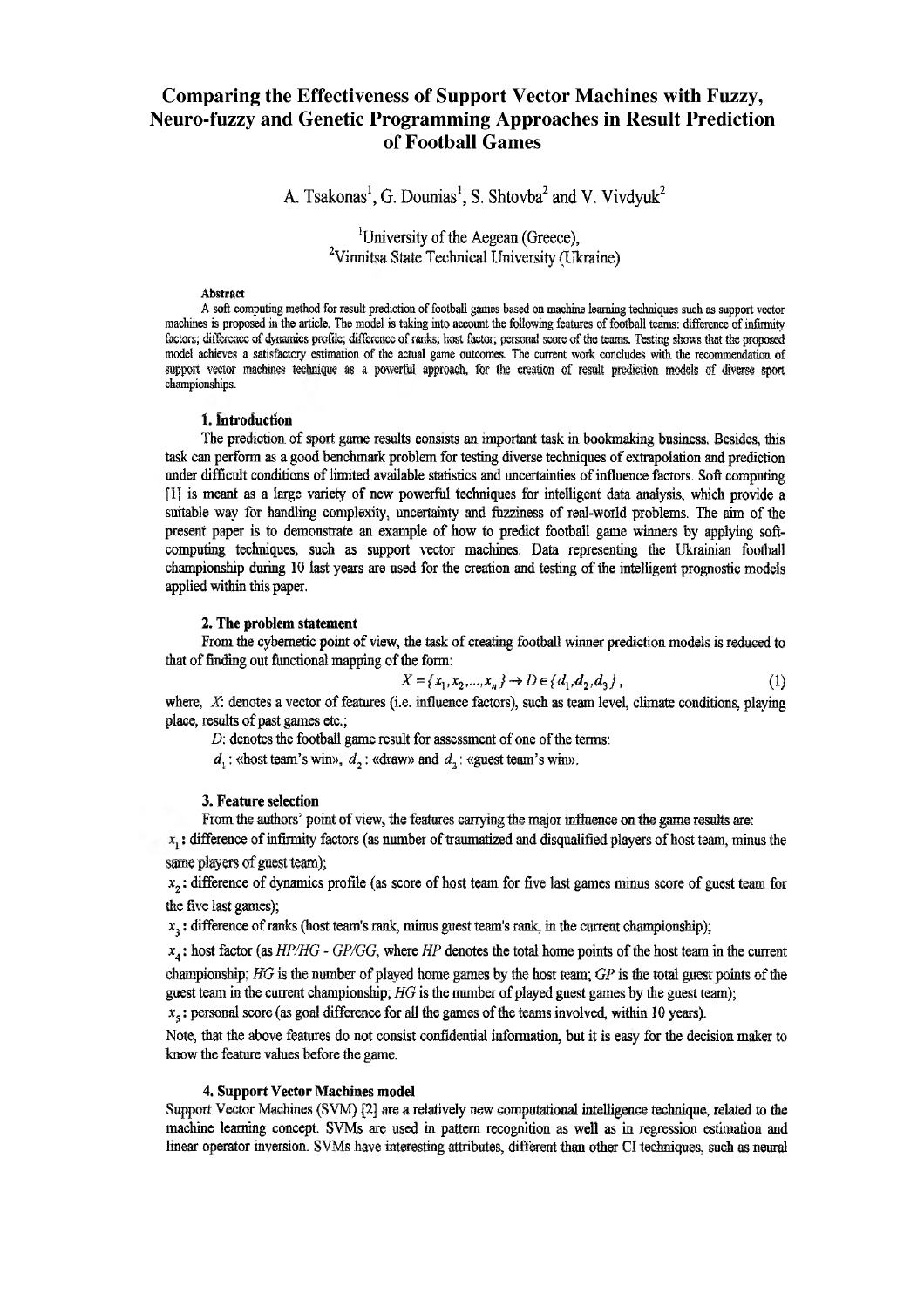# Comparing the Effectiveness of Support Vector Machines with Fuzzy, Neuro-fuzzy and Genetic Programming Approaches in Result Prediction of Football Games

A. Tsakonas[1], G. Dounias[1], S. Shtovba[2] and V. Vivdyuk[2]

[1]University of the Aegean (Greece),
[2]Vinnitsa State Technical University (Ukraine)

**Abstract**

A soft computing method for result prediction of football games based on machine learning techniques such as support vector machines is proposed in the article. The model is taking into account the following features of football teams: difference of infirmity factors; difference of dynamics profile; difference of ranks; host factor; personal score of the teams. Testing shows that the proposed model achieves a satisfactory estimation of the actual game outcomes. The current work concludes with the recommendation of support vector machines technique as a powerful approach, for the creation of result prediction models of diverse sport championships.

### 1. Introduction

The prediction of sport game results consists an important task in bookmaking business. Besides, this task can perform as a good benchmark problem for testing diverse techniques of extrapolation and prediction under difficult conditions of limited available statistics and uncertainties of influence factors. Soft computing [1] is meant as a large variety of new powerful techniques for intelligent data analysis, which provide a suitable way for handling complexity, uncertainty and fuzziness of real-world problems. The aim of the present paper is to demonstrate an example of how to predict football game winners by applying soft-computing techniques, such as support vector machines. Data representing the Ukrainian football championship during 10 last years are used for the creation and testing of the intelligent prognostic models applied within this paper.

### 2. The problem statement

From the cybernetic point of view, the task of creating football winner prediction models is reduced to that of finding out functional mapping of the form:

$$X = \{x_1, x_2, ..., x_n\} \rightarrow D \in \{d_1, d_2, d_3\}, \tag{1}$$

where, $X$: denotes a vector of features (i.e. influence factors), such as team level, climate conditions, playing place, results of past games etc.;

$D$: denotes the football game result for assessment of one of the terms:

$d_1$: «host team's win», $d_2$: «draw» and $d_3$: «guest team's win».

### 3. Feature selection

From the authors' point of view, the features carrying the major influence on the game results are:

$x_1$: difference of infirmity factors (as number of traumatized and disqualified players of host team, minus the same players of guest team);

$x_2$: difference of dynamics profile (as score of host team for five last games minus score of guest team for the five last games);

$x_3$: difference of ranks (host team's rank, minus guest team's rank, in the current championship);

$x_4$: host factor (as *HP/HG - GP/GG*, where *HP* denotes the total home points of the host team in the current championship; *HG* is the number of played home games by the host team; *GP* is the total guest points of the guest team in the current championship; *HG* is the number of played guest games by the guest team);

$x_5$: personal score (as goal difference for all the games of the teams involved, within 10 years).

Note, that the above features do not consist confidential information, but it is easy for the decision maker to know the feature values before the game.

### 4. Support Vector Machines model

Support Vector Machines (SVM) [2] are a relatively new computational intelligence technique, related to the machine learning concept. SVMs are used in pattern recognition as well as in regression estimation and linear operator inversion. SVMs have interesting attributes, different than other CI techniques, such as neural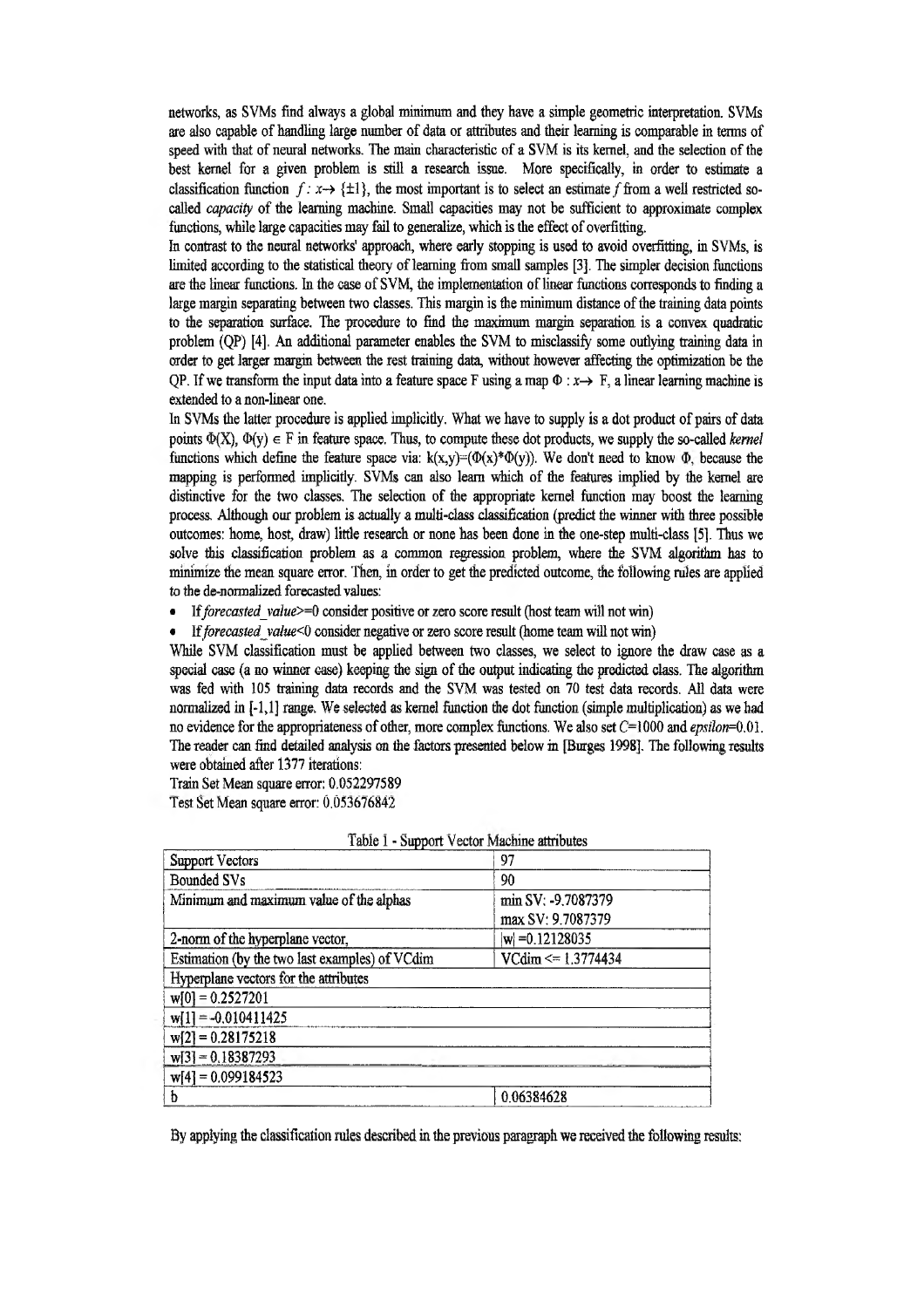networks, as SVMs find always a global minimum and they have a simple geometric interpretation. SVMs are also capable of handling large number of data or attributes and their learning is comparable in terms of speed with that of neural networks. The main characteristic of a SVM is its kernel, and the selection of the best kernel for a given problem is still a research issue. More specifically, in order to estimate a classification function $f : x \rightarrow \{\pm 1\}$, the most important is to select an estimate $f$ from a well restricted so-called *capacity* of the learning machine. Small capacities may not be sufficient to approximate complex functions, while large capacities may fail to generalize, which is the effect of overfitting.

In contrast to the neural networks' approach, where early stopping is used to avoid overfitting, in SVMs, is limited according to the statistical theory of learning from small samples [3]. The simpler decision functions are the linear functions. In the case of SVM, the implementation of linear functions corresponds to finding a large margin separating between two classes. This margin is the minimum distance of the training data points to the separation surface. The procedure to find the maximum margin separation is a convex quadratic problem (QP) [4]. An additional parameter enables the SVM to misclassify some outlying training data in order to get larger margin between the rest training data, without however affecting the optimization be the QP. If we transform the input data into a feature space F using a map $\Phi : x \rightarrow$ F, a linear learning machine is extended to a non-linear one.

In SVMs the latter procedure is applied implicitly. What we have to supply is a dot product of pairs of data points $\Phi(X)$, $\Phi(y) \in$ F in feature space. Thus, to compute these dot products, we supply the so-called *kernel* functions which define the feature space via: $k(x,y)=(\Phi(x)*\Phi(y))$. We don't need to know $\Phi$, because the mapping is performed implicitly. SVMs can also learn which of the features implied by the kernel are distinctive for the two classes. The selection of the appropriate kernel function may boost the learning process. Although our problem is actually a multi-class classification (predict the winner with three possible outcomes: home, host, draw) little research or none has been done in the one-step multi-class [5]. Thus we solve this classification problem as a common regression problem, where the SVM algorithm has to minimize the mean square error. Then, in order to get the predicted outcome, the following rules are applied to the de-normalized forecasted values:

- If *forecasted_value*>=0 consider positive or zero score result (host team will not win)
- If *forecasted_value*<0 consider negative or zero score result (home team will not win)

While SVM classification must be applied between two classes, we select to ignore the draw case as a special case (a no winner case) keeping the sign of the output indicating the predicted class. The algorithm was fed with 105 training data records and the SVM was tested on 70 test data records. All data were normalized in [-1,1] range. We selected as kernel function the dot function (simple multiplication) as we had no evidence for the appropriateness of other, more complex functions. We also set $C$=1000 and *epsilon*=0.01. The reader can find detailed analysis on the factors presented below in [Burges 1998]. The following results were obtained after 1377 iterations:

Train Set Mean square error: 0.052297589
Test Set Mean square error: 0.053676842

Table 1 - Support Vector Machine attributes

| Support Vectors | 97 |
|---|---|
| Bounded SVs | 90 |
| Minimum and maximum value of the alphas | min SV: -9.7087379<br>max SV: 9.7087379 |
| 2-norm of the hyperplane vector, | $\|w\|$ =0.12128035 |
| Estimation (by the two last examples) of VCdim | VCdim <= 1.3774434 |
| Hyperplane vectors for the attributes | |
| w[0] = 0.2527201 | |
| w[1] = -0.010411425 | |
| w[2] = 0.28175218 | |
| w[3] = 0.18387293 | |
| w[4] = 0.099184523 | |
| b | 0.06384628 |

By applying the classification rules described in the previous paragraph we received the following results: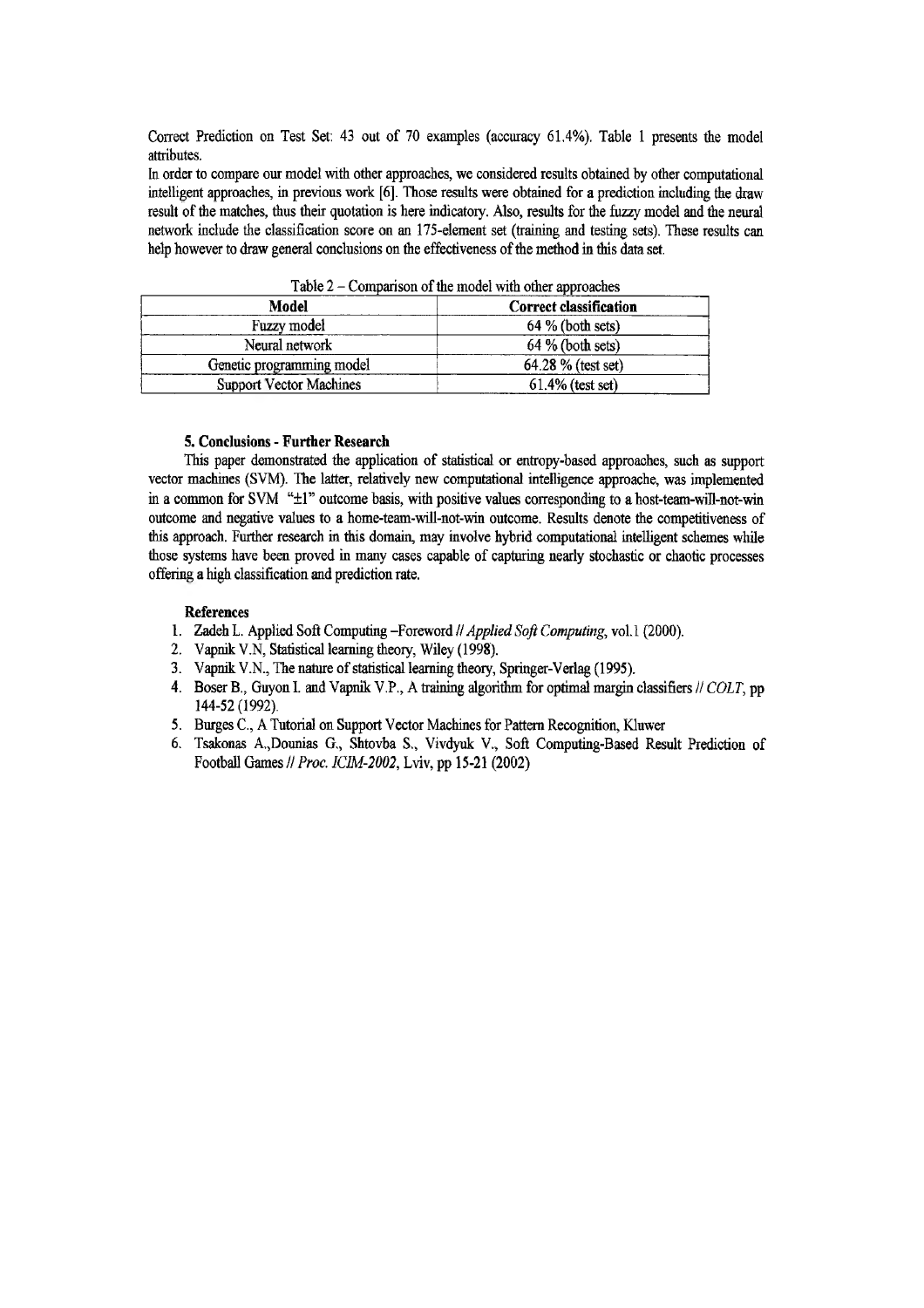Correct Prediction on Test Set: 43 out of 70 examples (accuracy 61.4%). Table 1 presents the model attributes.

In order to compare our model with other approaches, we considered results obtained by other computational intelligent approaches, in previous work [6]. Those results were obtained for a prediction including the draw result of the matches, thus their quotation is here indicatory. Also, results for the fuzzy model and the neural network include the classification score on an 175-element set (training and testing sets). These results can help however to draw general conclusions on the effectiveness of the method in this data set.

Table 2 – Comparison of the model with other approaches

| Model | Correct classification |
|---|---|
| Fuzzy model | 64 % (both sets) |
| Neural network | 64 % (both sets) |
| Genetic programming model | 64.28 % (test set) |
| Support Vector Machines | 61.4% (test set) |

### 5. Conclusions - Further Research

This paper demonstrated the application of statistical or entropy-based approaches, such as support vector machines (SVM). The latter, relatively new computational intelligence approache, was implemented in a common for SVM "±1" outcome basis, with positive values corresponding to a host-team-will-not-win outcome and negative values to a home-team-will-not-win outcome. Results denote the competitiveness of this approach. Further research in this domain, may involve hybrid computational intelligent schemes while those systems have been proved in many cases capable of capturing nearly stochastic or chaotic processes offering a high classification and prediction rate.

### References

1. Zadeh L. Applied Soft Computing –Foreword // *Applied Soft Computing*, vol.1 (2000).
2. Vapnik V.N, Statistical learning theory, Wiley (1998).
3. Vapnik V.N., The nature of statistical learning theory, Springer-Verlag (1995).
4. Boser B., Guyon I. and Vapnik V.P., A training algorithm for optimal margin classifiers // *COLT*, pp 144-52 (1992).
5. Burges C., A Tutorial on Support Vector Machines for Pattern Recognition, Kluwer
6. Tsakonas A.,Dounias G., Shtovba S., Vivdyuk V., Soft Computing-Based Result Prediction of Football Games // *Proc. ICIM-2002*, Lviv, pp 15-21 (2002)